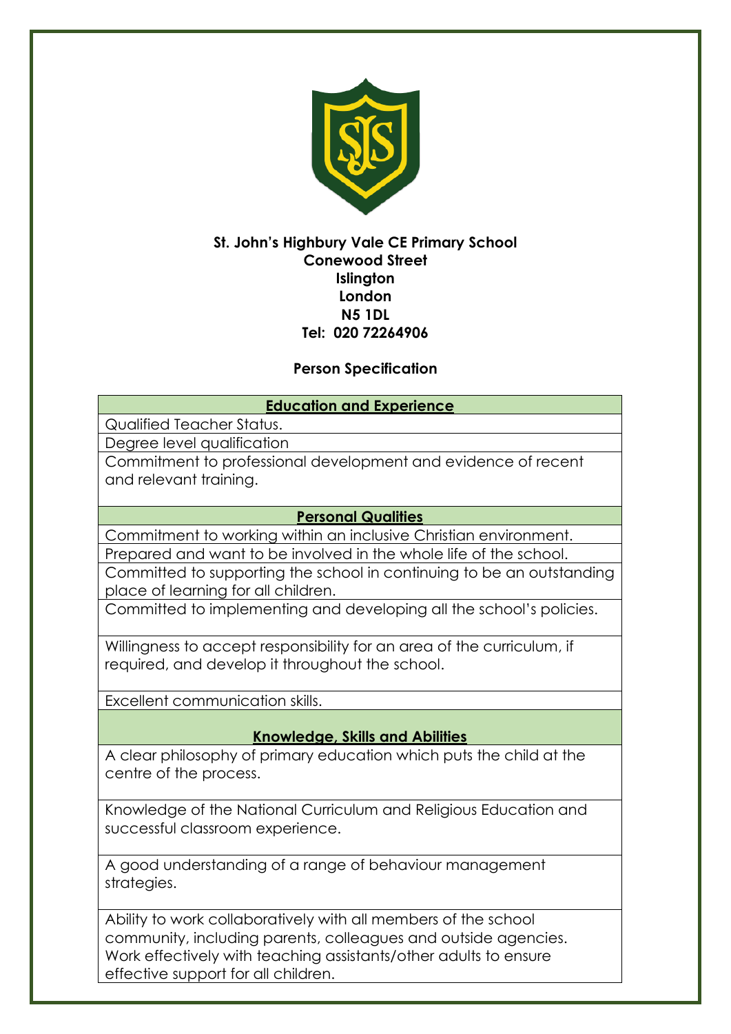**St. John's Highbury Vale CE Primary School**
**Conewood Street**
**Islington**
**London**
**N5 1DL**
**Tel: 020 72264906**

## Person Specification

| **Education and Experience** |
| --- |
| Qualified Teacher Status. |
| Degree level qualification |
| Commitment to professional development and evidence of recent and relevant training. |
| **Personal Qualities** |
| Commitment to working within an inclusive Christian environment. |
| Prepared and want to be involved in the whole life of the school. |
| Committed to supporting the school in continuing to be an outstanding place of learning for all children. |
| Committed to implementing and developing all the school's policies. |
| Willingness to accept responsibility for an area of the curriculum, if required, and develop it throughout the school. |
| Excellent communication skills. |
| **Knowledge, Skills and Abilities** |
| A clear philosophy of primary education which puts the child at the centre of the process. |
| Knowledge of the National Curriculum and Religious Education and successful classroom experience. |
| A good understanding of a range of behaviour management strategies. |
| Ability to work collaboratively with all members of the school community, including parents, colleagues and outside agencies. Work effectively with teaching assistants/other adults to ensure effective support for all children. |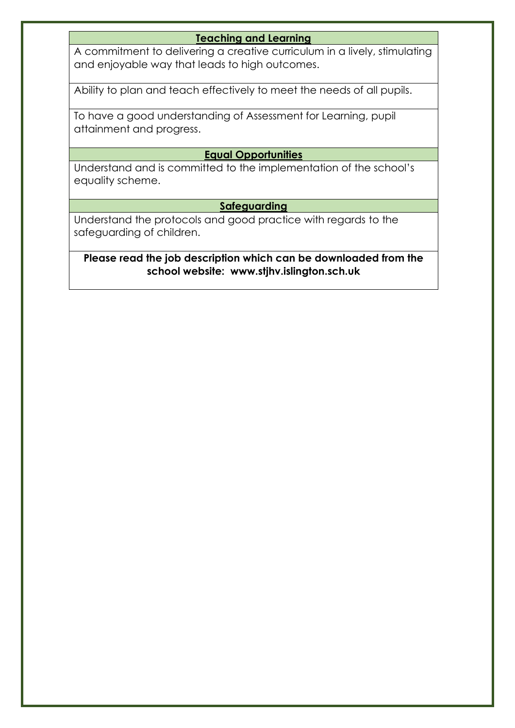**Teaching and Learning**

A commitment to delivering a creative curriculum in a lively, stimulating and enjoyable way that leads to high outcomes.

Ability to plan and teach effectively to meet the needs of all pupils.

To have a good understanding of Assessment for Learning, pupil attainment and progress.

**Equal Opportunities**

Understand and is committed to the implementation of the school's equality scheme.

**Safeguarding**

Understand the protocols and good practice with regards to the safeguarding of children.

**Please read the job description which can be downloaded from the school website: www.stjhv.islington.sch.uk**